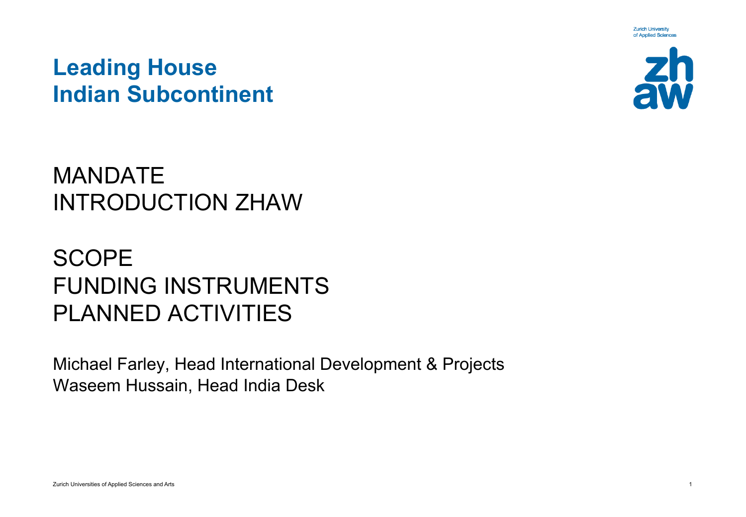# Leading House Indian Subcontinent

MANDATE
INTRODUCTION ZHAW

SCOPE
FUNDING INSTRUMENTS
PLANNED ACTIVITIES

Michael Farley, Head International Development & Projects
Waseem Hussain, Head India Desk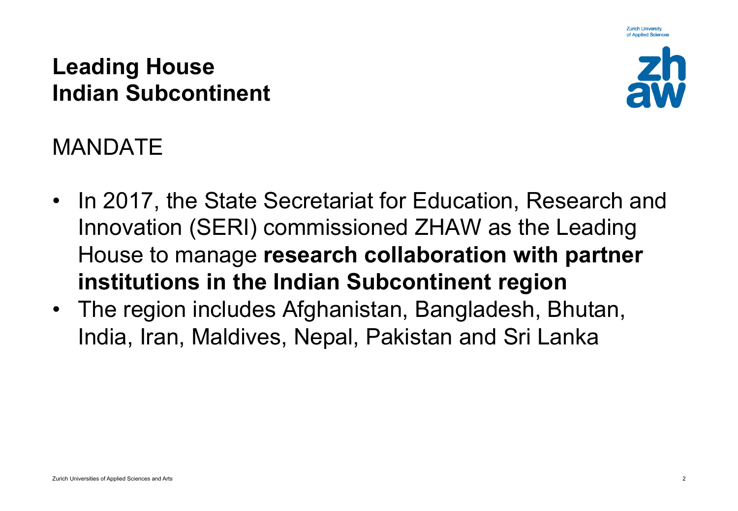# Leading House Indian Subcontinent

## MANDATE

- In 2017, the State Secretariat for Education, Research and Innovation (SERI) commissioned ZHAW as the Leading House to manage **research collaboration with partner institutions in the Indian Subcontinent region**
- The region includes Afghanistan, Bangladesh, Bhutan, India, Iran, Maldives, Nepal, Pakistan and Sri Lanka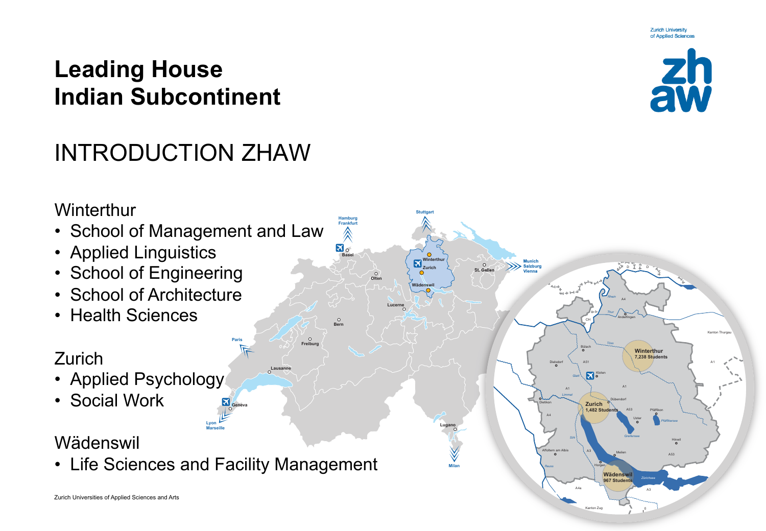# Leading House Indian Subcontinent

## INTRODUCTION ZHAW

Winterthur

- School of Management and Law
- Applied Linguistics
- School of Engineering
- School of Architecture
- Health Sciences

Zurich

- Applied Psychology
- Social Work

Wädenswil

- Life Sciences and Facility Management

Winterthur 7,238 Students

Zurich 1,482 Students

Wädenswil 967 Students

Zurich Universities of Applied Sciences and Arts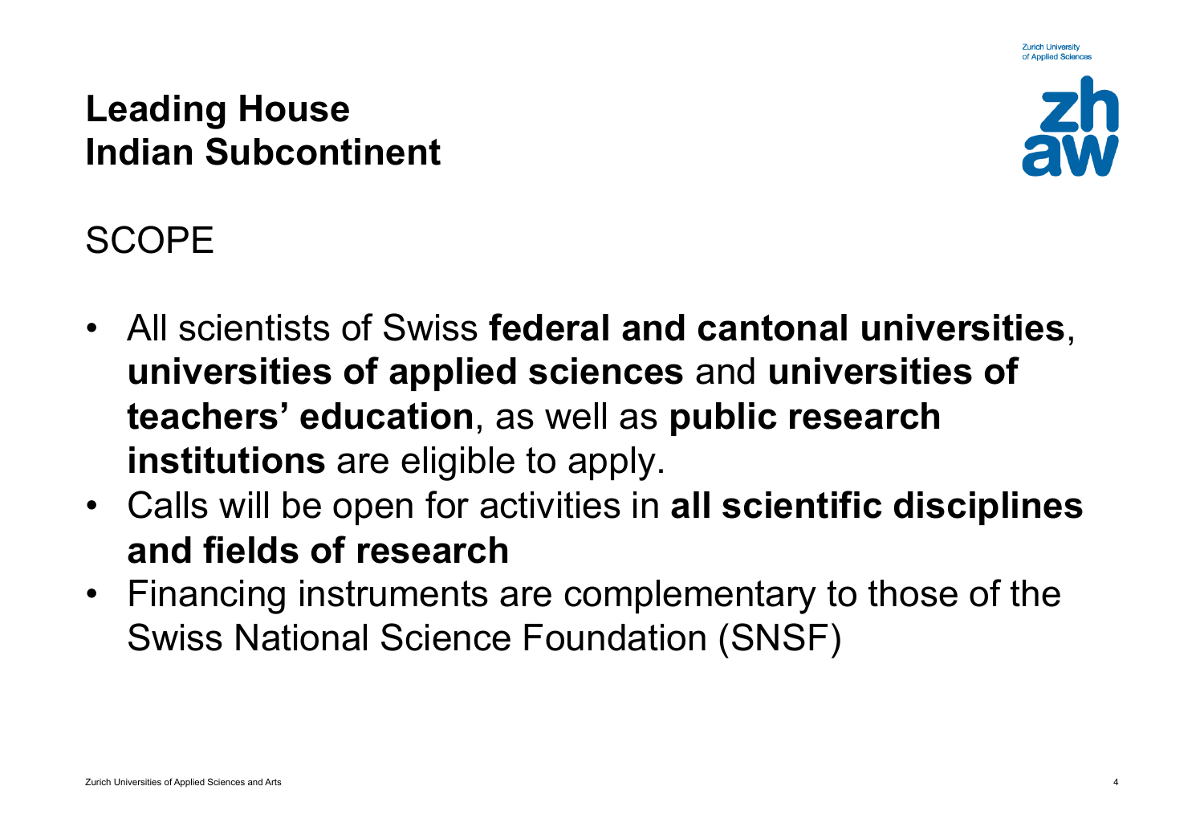# Leading House Indian Subcontinent

## SCOPE

- All scientists of Swiss **federal and cantonal universities**, **universities of applied sciences** and **universities of teachers' education**, as well as **public research institutions** are eligible to apply.
- Calls will be open for activities in **all scientific disciplines and fields of research**
- Financing instruments are complementary to those of the Swiss National Science Foundation (SNSF)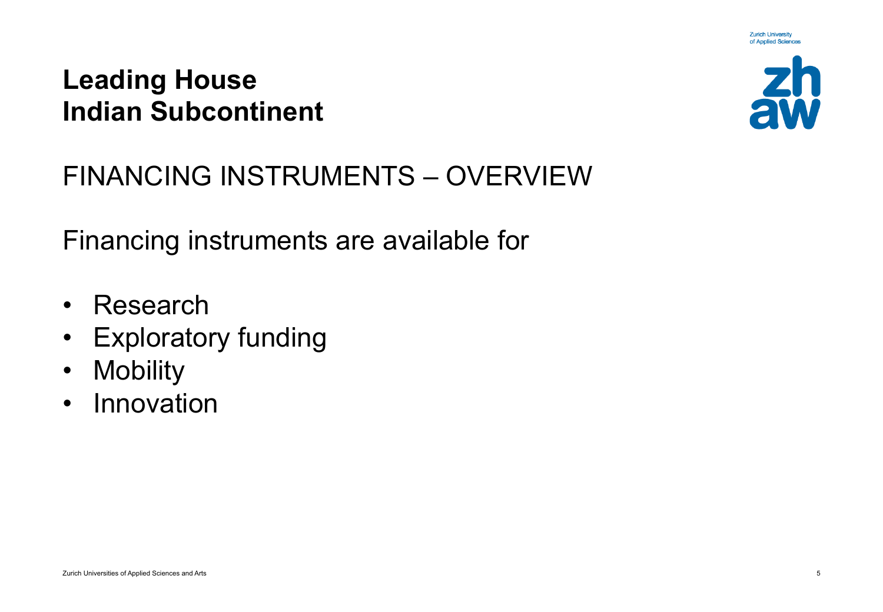# Leading House Indian Subcontinent

## FINANCING INSTRUMENTS – OVERVIEW

Financing instruments are available for

- Research
- Exploratory funding
- Mobility
- Innovation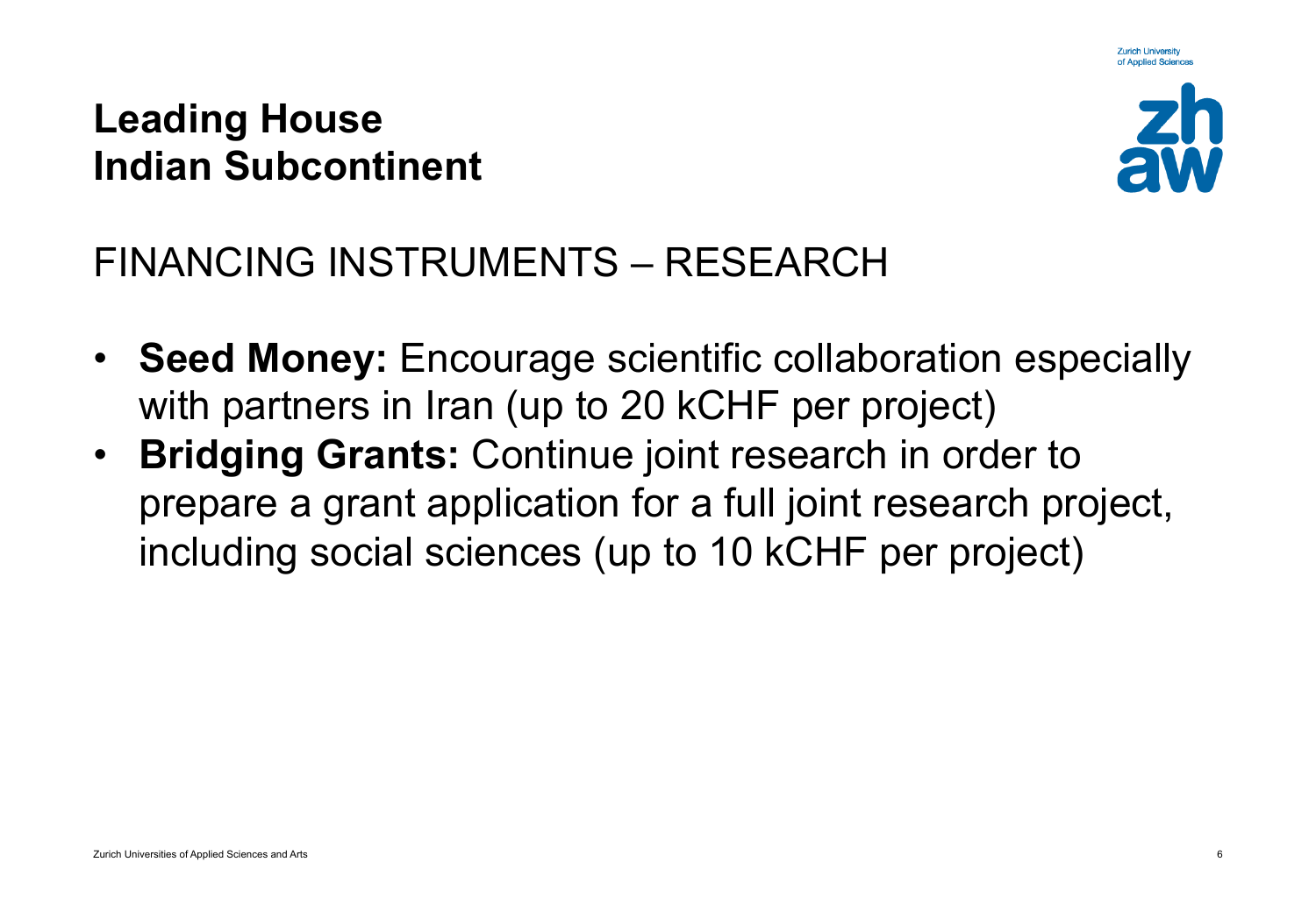# Leading House Indian Subcontinent

## FINANCING INSTRUMENTS – RESEARCH

- **Seed Money:** Encourage scientific collaboration especially with partners in Iran (up to 20 kCHF per project)
- **Bridging Grants:** Continue joint research in order to prepare a grant application for a full joint research project, including social sciences (up to 10 kCHF per project)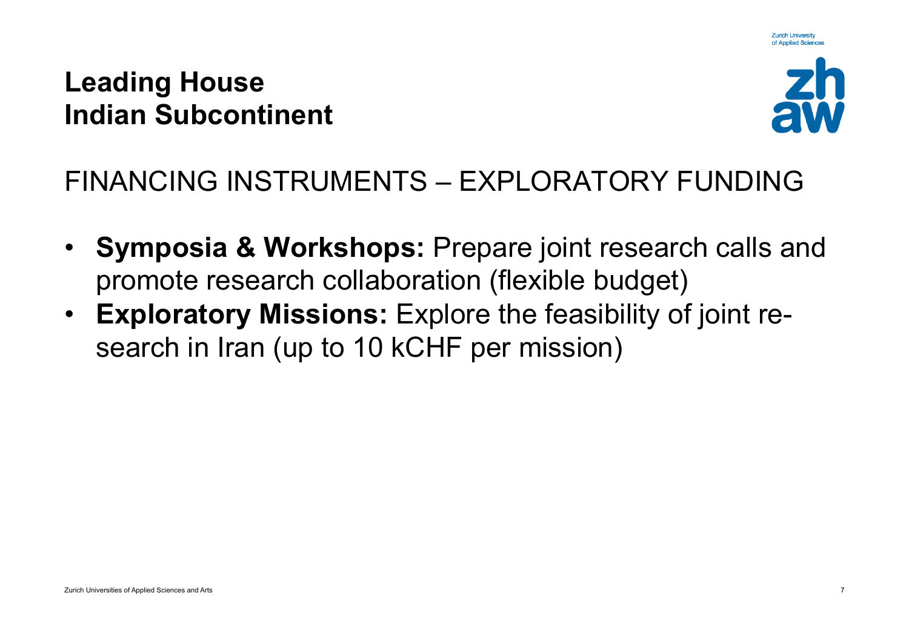# Leading House Indian Subcontinent

## FINANCING INSTRUMENTS – EXPLORATORY FUNDING

- **Symposia & Workshops:** Prepare joint research calls and promote research collaboration (flexible budget)
- **Exploratory Missions:** Explore the feasibility of joint research in Iran (up to 10 kCHF per mission)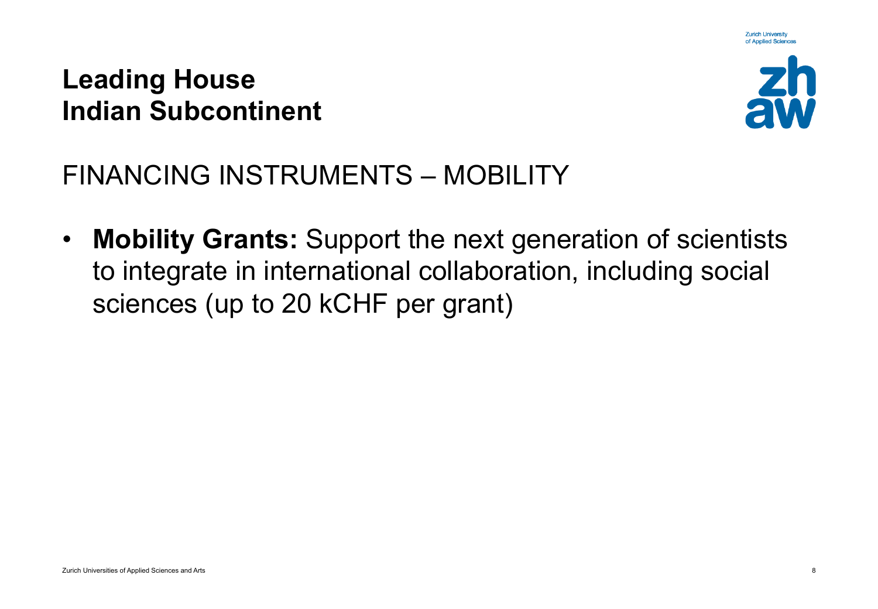# Leading House Indian Subcontinent

## FINANCING INSTRUMENTS – MOBILITY

- **Mobility Grants:** Support the next generation of scientists to integrate in international collaboration, including social sciences (up to 20 kCHF per grant)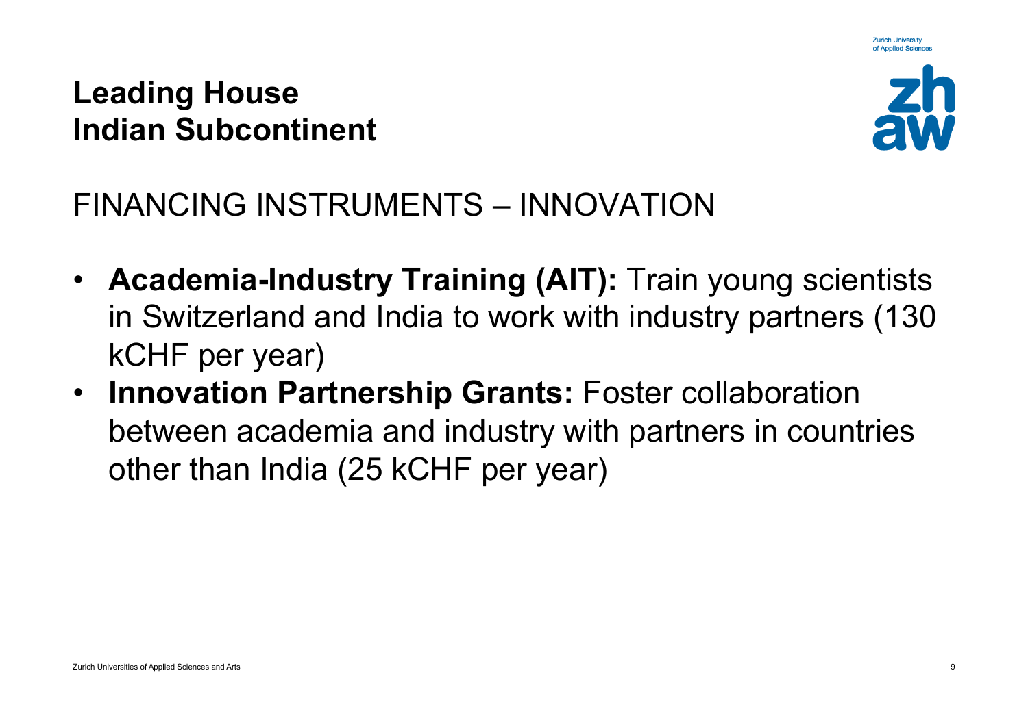# Leading House Indian Subcontinent

## FINANCING INSTRUMENTS – INNOVATION

- **Academia-Industry Training (AIT):** Train young scientists in Switzerland and India to work with industry partners (130 kCHF per year)
- **Innovation Partnership Grants:** Foster collaboration between academia and industry with partners in countries other than India (25 kCHF per year)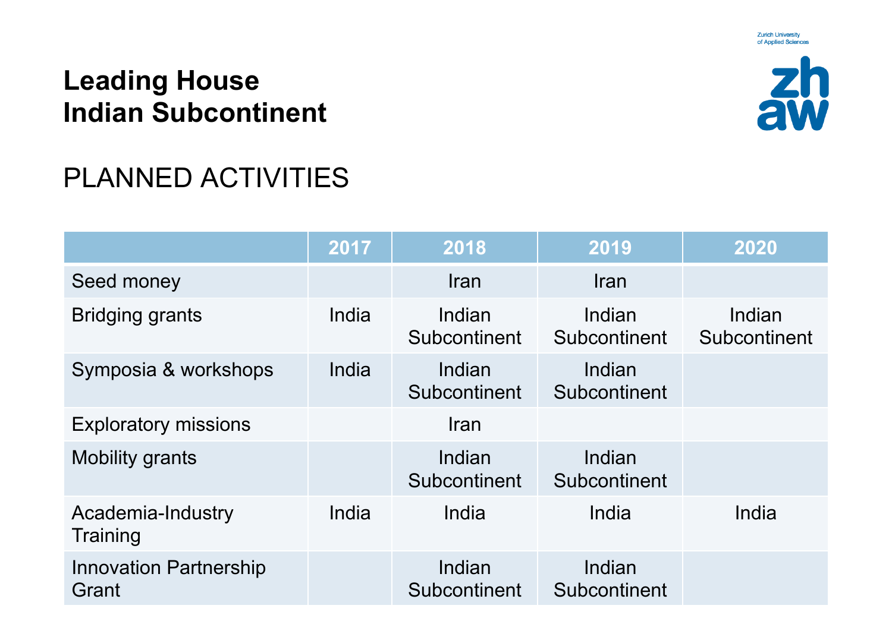# Leading House Indian Subcontinent

## PLANNED ACTIVITIES

| | 2017 | 2018 | 2019 | 2020 |
|---|---|---|---|---|
| Seed money | | Iran | Iran | |
| Bridging grants | India | Indian Subcontinent | Indian Subcontinent | Indian Subcontinent |
| Symposia & workshops | India | Indian Subcontinent | Indian Subcontinent | |
| Exploratory missions | | Iran | | |
| Mobility grants | | Indian Subcontinent | Indian Subcontinent | |
| Academia-Industry Training | India | India | India | India |
| Innovation Partnership Grant | | Indian Subcontinent | Indian Subcontinent | |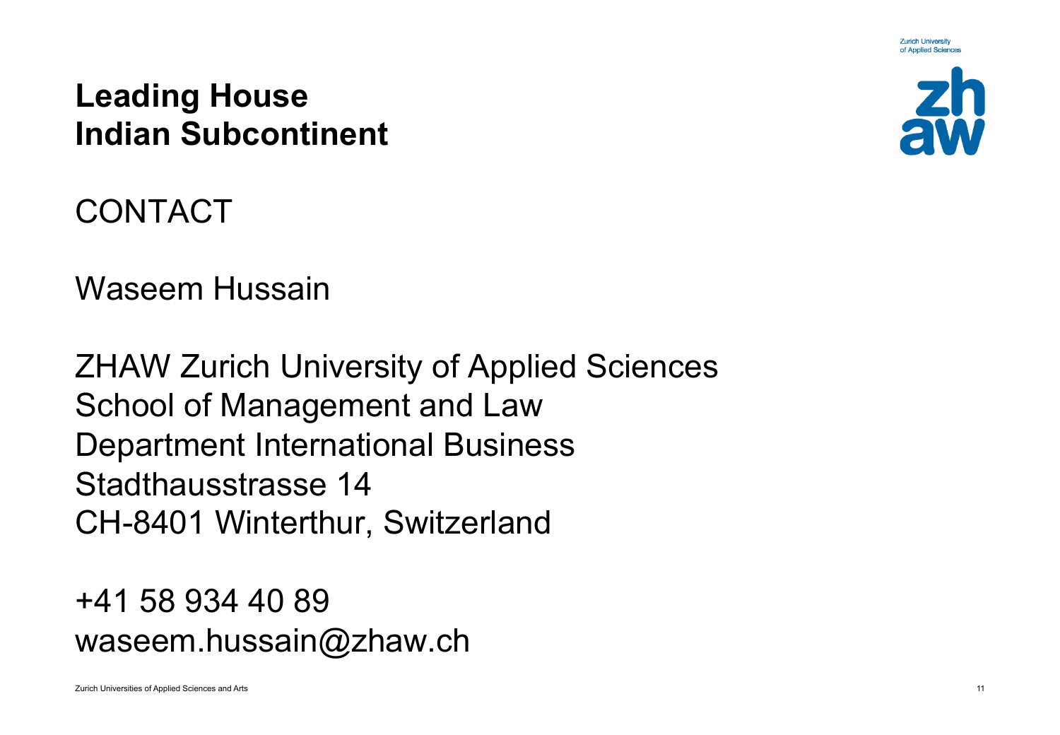# Leading House Indian Subcontinent

CONTACT

Waseem Hussain

ZHAW Zurich University of Applied Sciences
School of Management and Law
Department International Business
Stadthausstrasse 14
CH-8401 Winterthur, Switzerland

+41 58 934 40 89
waseem.hussain@zhaw.ch